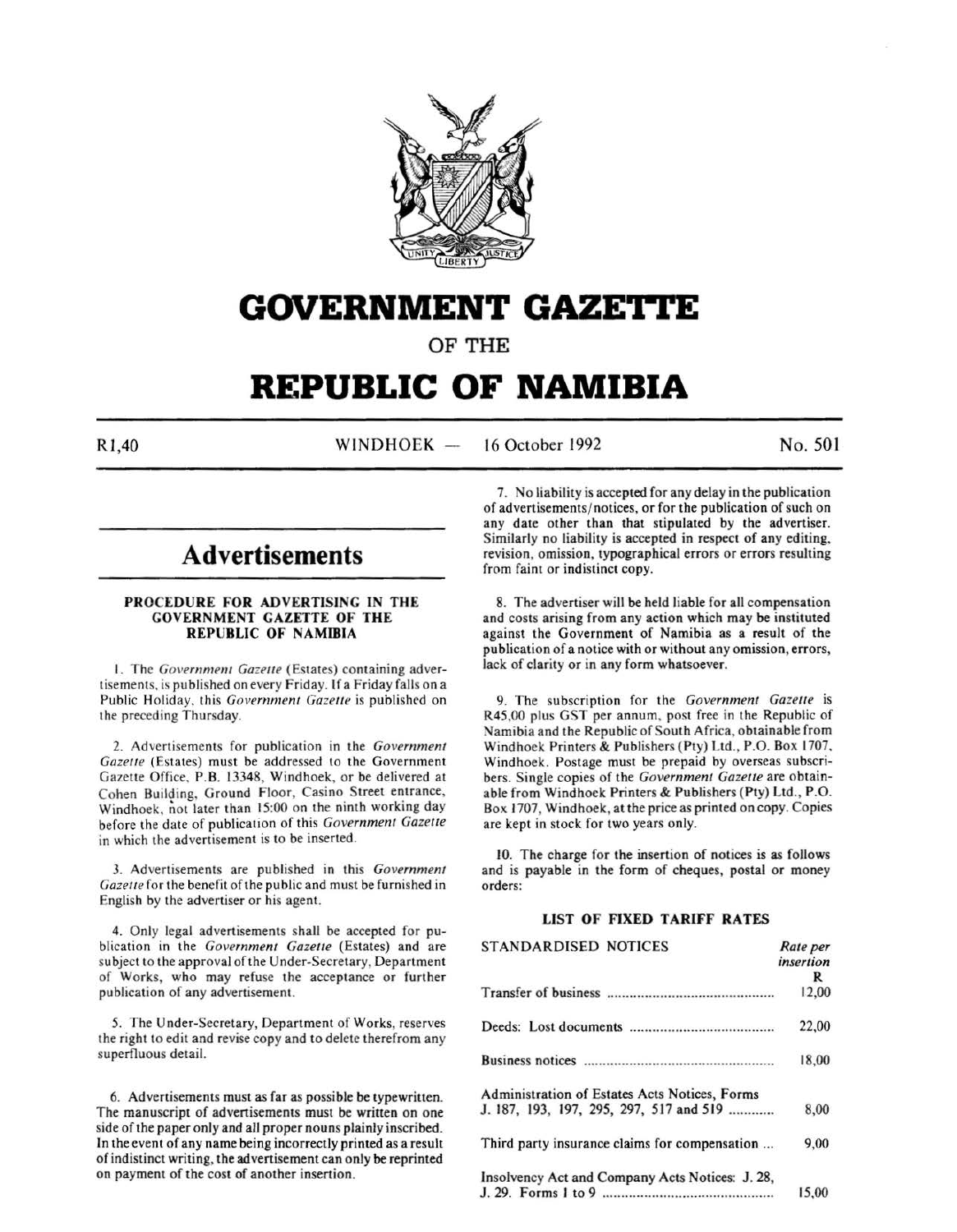# GOVERNMENT GAZETTE

OF THE

# REPUBLIC OF NAMIBIA

R1,40 WINDHOEK — 16 October 1992 No. 501

## Advertisements

### PROCEDURE FOR ADVERTISING IN THE GOVERNMENT GAZETTE OF THE REPUBLIC OF NAMIBIA

1. The *Government Gazette* (Estates) containing advertisements, is published on every Friday. If a Friday falls on a Public Holiday, this *Government Gazette* is published on the preceding Thursday.

2. Advertisements for publication in the *Government Gazette* (Estates) must be addressed to the Government Gazette Office, P.B. 13348, Windhoek, or be delivered at Cohen Building, Ground Floor, Casino Street entrance, Windhoek, not later than 15:00 on the ninth working day before the date of publication of this *Government Gazette* in which the advertisement is to be inserted.

3. Advertisements are published in this *Government Gazette* for the benefit of the public and must be furnished in English by the advertiser or his agent.

4. Only legal advertisements shall be accepted for publication in the *Government Gazette* (Estates) and are subject to the approval of the Under-Secretary, Department of Works, who may refuse the acceptance or further publication of any advertisement.

5. The Under-Secretary, Department of Works, reserves the right to edit and revise copy and to delete therefrom any superfluous detail.

6. Advertisements must as far as possible be typewritten. The manuscript of advertisements must be written on one side of the paper only and all proper nouns plainly inscribed. In the event of any name being incorrectly printed as a result of indistinct writing, the advertisement can only be reprinted on payment of the cost of another insertion.

7. No liability is accepted for any delay in the publication of advertisements/notices, or for the publication of such on any date other than that stipulated by the advertiser. Similarly no liability is accepted in respect of any editing, revision, omission, typographical errors or errors resulting from faint or indistinct copy.

8. The advertiser will be held liable for all compensation and costs arising from any action which may be instituted against the Government of Namibia as a result of the publication of a notice with or without any omission, errors, lack of clarity or in any form whatsoever.

9. The subscription for the *Government Gazette* is R45,00 plus GST per annum, post free in the Republic of Namibia and the Republic of South Africa, obtainable from Windhoek Printers & Publishers (Pty) Ltd., P.O. Box 1707, Windhoek. Postage must be prepaid by overseas subscribers. Single copies of the *Government Gazette* are obtainable from Windhoek Printers & Publishers (Pty) Ltd., P.O. Box 1707, Windhoek, at the price as printed on copy. Copies are kept in stock for two years only.

10. The charge for the insertion of notices is as follows and is payable in the form of cheques, postal or money orders:

### LIST OF FIXED TARIFF RATES

| STANDARDISED NOTICES | *Rate per insertion* R |
|---|---|
| Transfer of business | 12,00 |
| Deeds: Lost documents | 22,00 |
| Business notices | 18,00 |
| Administration of Estates Acts Notices, Forms J. 187, 193, 197, 295, 297, 517 and 519 | 8,00 |
| Third party insurance claims for compensation | 9,00 |
| Insolvency Act and Company Acts Notices: J. 28, J. 29. Forms 1 to 9 | 15,00 |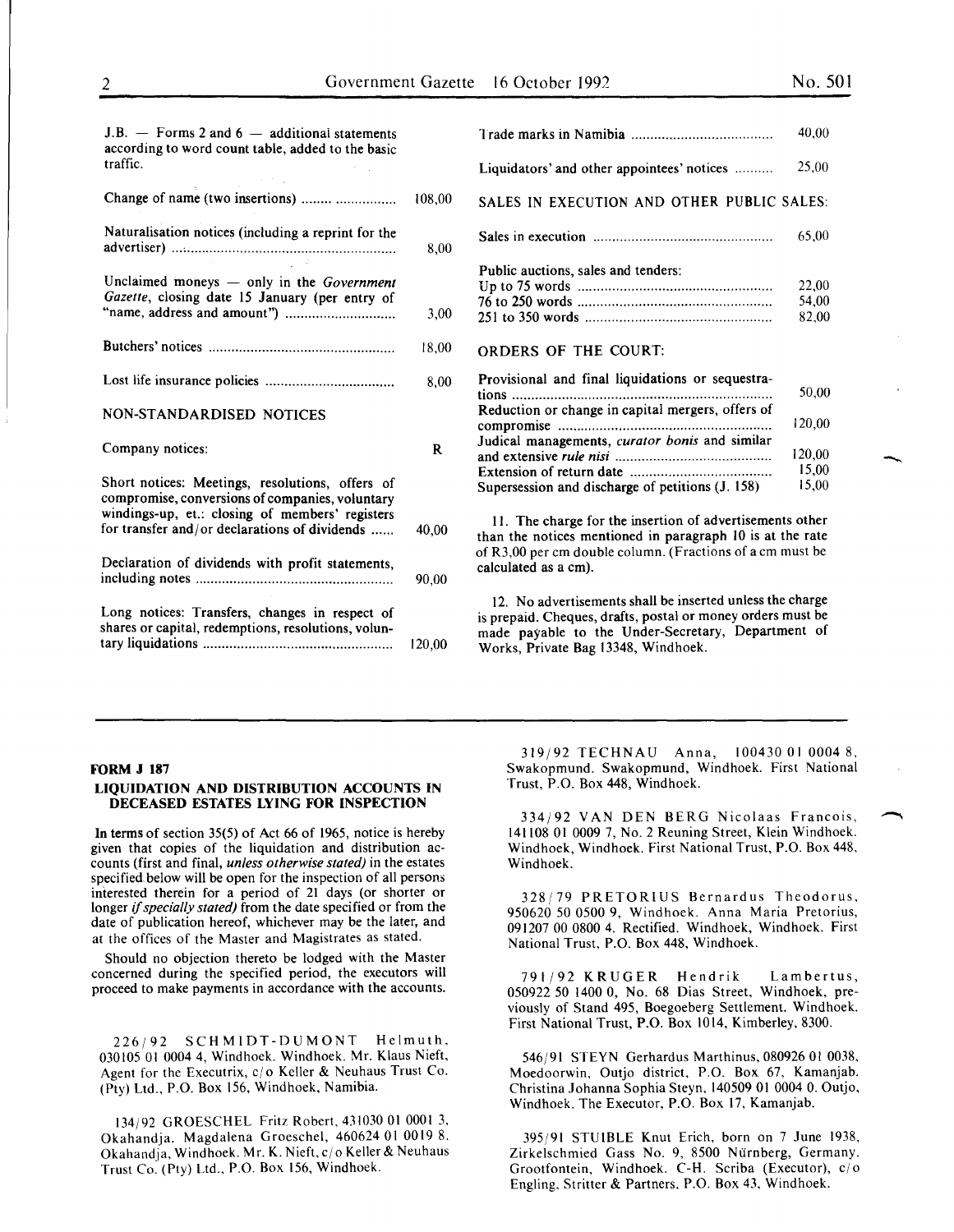J.B. — Forms 2 and 6 — additional statements according to word count table, added to the basic traffic.

| | |
|---|---|
| Change of name (two insertions) | 108,00 |
| Naturalisation notices (including a reprint for the advertiser) | 8,00 |
| Unclaimed moneys — only in the *Government Gazette*, closing date 15 January (per entry of "name, address and amount") | 3,00 |
| Butchers' notices | 18,00 |
| Lost life insurance policies | 8,00 |

NON-STANDARDISED NOTICES

| Company notices: | R |
|---|---|
| Short notices: Meetings, resolutions, offers of compromise, conversions of companies, voluntary windings-up, et.: closing of members' registers for transfer and/or declarations of dividends | 40,00 |
| Declaration of dividends with profit statements, including notes | 90,00 |
| Long notices: Transfers, changes in respect of shares or capital, redemptions, resolutions, voluntary liquidations | 120,00 |
| Trade marks in Namibia | 40,00 |
| Liquidators' and other appointees' notices | 25,00 |

SALES IN EXECUTION AND OTHER PUBLIC SALES:

| | |
|---|---|
| Sales in execution | 65,00 |
| Public auctions, sales and tenders: | |
| Up to 75 words | 22,00 |
| 76 to 250 words | 54,00 |
| 251 to 350 words | 82,00 |

ORDERS OF THE COURT:

| | |
|---|---|
| Provisional and final liquidations or sequestrations | 50,00 |
| Reduction or change in capital mergers, offers of compromise | 120,00 |
| Judical managements, *curator bonis* and similar and extensive *rule nisi* | 120,00 |
| Extension of return date | 15,00 |
| Supersession and discharge of petitions (J. 158) | 15,00 |

11. The charge for the insertion of advertisements other than the notices mentioned in paragraph 10 is at the rate of R3,00 per cm double column. (Fractions of a cm must be calculated as a cm).

12. No advertisements shall be inserted unless the charge is prepaid. Cheques, drafts, postal or money orders must be made payable to the Under-Secretary, Department of Works, Private Bag 13348, Windhoek.

---

**FORM J 187**

**LIQUIDATION AND DISTRIBUTION ACCOUNTS IN DECEASED ESTATES LYING FOR INSPECTION**

In terms of section 35(5) of Act 66 of 1965, notice is hereby given that copies of the liquidation and distribution accounts (first and final, *unless otherwise stated)* in the estates specified below will be open for the inspection of all persons interested therein for a period of 21 days (or shorter or longer *if specially stated)* from the date specified or from the date of publication hereof, whichever may be the later, and at the offices of the Master and Magistrates as stated.

Should no objection thereto be lodged with the Master concerned during the specified period, the executors will proceed to make payments in accordance with the accounts.

226/92 SCHMIDT-DUMONT Helmuth, 030105 01 0004 4, Windhoek. Windhoek. Mr. Klaus Nieft, Agent for the Executrix, c/o Keller & Neuhaus Trust Co. (Pty) Ltd., P.O. Box 156, Windhoek, Namibia.

134/92 GROESCHEL Fritz Robert, 431030 01 0001 3, Okahandja. Magdalena Groeschel, 460624 01 0019 8. Okahandja, Windhoek. Mr. K. Nieft, c/o Keller & Neuhaus Trust Co. (Pty) Ltd., P.O. Box 156, Windhoek.

319/92 TECHNAU Anna, 100430 01 0004 8, Swakopmund. Swakopmund, Windhoek. First National Trust, P.O. Box 448, Windhoek.

334/92 VAN DEN BERG Nicolaas Francois, 141108 01 0009 7, No. 2 Reuning Street, Klein Windhoek. Windhoek, Windhoek. First National Trust, P.O. Box 448, Windhoek.

328/79 PRETORIUS Bernardus Theodorus, 950620 50 0500 9, Windhoek. Anna Maria Pretorius, 091207 00 0800 4. Rectified. Windhoek, Windhoek. First National Trust, P.O. Box 448, Windhoek.

791/92 KRUGER Hendrik Lambertus, 050922 50 1400 0, No. 68 Dias Street, Windhoek, previously of Stand 495, Boegoeberg Settlement. Windhoek. First National Trust, P.O. Box 1014, Kimberley, 8300.

546/91 STEYN Gerhardus Marthinus, 080926 01 0038, Moedoorwin, Outjo district, P.O. Box 67, Kamanjab. Christina Johanna Sophia Steyn, 140509 01 0004 0. Outjo, Windhoek. The Executor, P.O. Box 17, Kamanjab.

395/91 STUIBLE Knut Erich, born on 7 June 1938, Zirkelschmied Gass No. 9, 8500 Nürnberg, Germany. Grootfontein, Windhoek. C-H. Scriba (Executor), c/o Engling, Stritter & Partners, P.O. Box 43, Windhoek.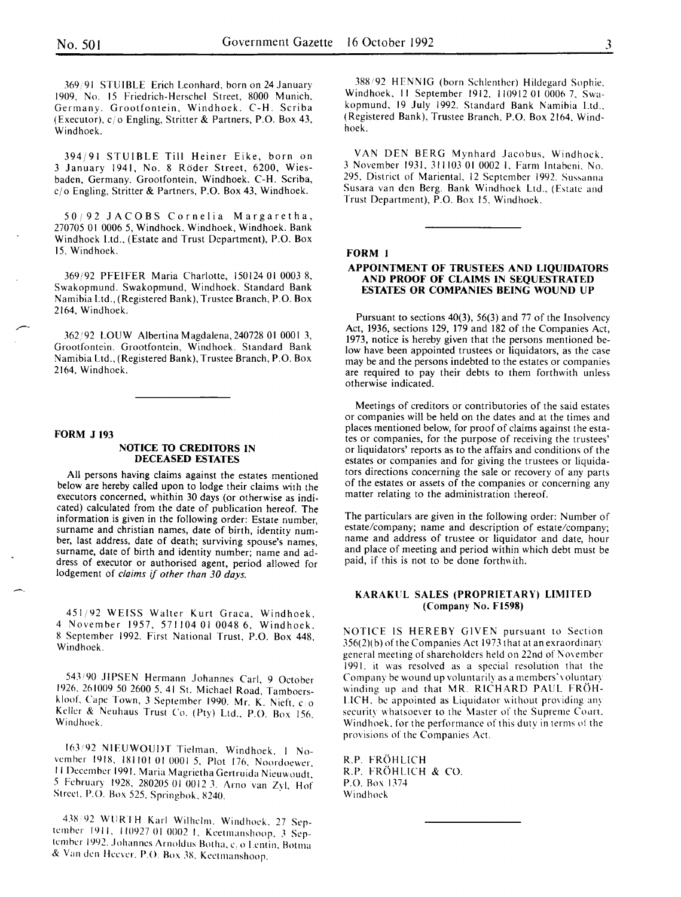369/91 STUIBLE Erich Leonhard, born on 24 January 1909, No. 15 Friedrich-Herschel Street, 8000 Munich, Germany. Grootfontein, Windhoek. C-H. Scriba (Executor), c/o Engling, Stritter & Partners, P.O. Box 43, Windhoek.

394/91 STUIBLE Till Heiner Eike, born on 3 January 1941, No. 8 Röder Street, 6200, Wiesbaden, Germany. Grootfontein, Windhoek. C-H. Scriba, c/o Engling, Stritter & Partners, P.O. Box 43, Windhoek.

50/92 JACOBS Cornelia Margaretha, 270705 01 0006 5, Windhoek. Windhoek, Windhoek. Bank Windhoek Ltd., (Estate and Trust Department), P.O. Box 15, Windhoek.

369/92 PFEIFER Maria Charlotte, 150124 01 0003 8, Swakopmund. Swakopmund, Windhoek. Standard Bank Namibia Ltd., (Registered Bank), Trustee Branch, P.O. Box 2164, Windhoek.

362/92 LOUW Albertina Magdalena, 240728 01 0001 3, Grootfontein. Grootfontein, Windhoek. Standard Bank Namibia Ltd., (Registered Bank), Trustee Branch, P.O. Box 2164, Windhoek.

**FORM J 193**

## NOTICE TO CREDITORS IN DECEASED ESTATES

All persons having claims against the estates mentioned below are hereby called upon to lodge their claims with the executors concerned, whithin 30 days (or otherwise as indicated) calculated from the date of publication hereof. The information is given in the following order: Estate number, surname and christian names, date of birth, identity number, last address, date of death; surviving spouse's names, surname, date of birth and identity number; name and address of executor or authorised agent, period allowed for lodgement of *claims if other than 30 days.*

451/92 WEISS Walter Kurt Graca, Windhoek, 4 November 1957, 571104 01 0048 6, Windhoek, 8 September 1992. First National Trust, P.O. Box 448, Windhoek.

543/90 JIPSEN Hermann Johannes Carl, 9 October 1926, 261009 50 2600 5, 41 St. Michael Road, Tamboerskloof, Cape Town, 3 September 1990. Mr. K. Nieft, c/o Keller & Neuhaus Trust Co. (Pty) Ltd., P.O. Box 156, Windhoek.

163/92 NIEUWOUDT Tielman, Windhoek, 1 November 1918, 181101 01 0001 5, Plot 176, Noordoewer, 11 December 1991. Maria Magrietha Gertruida Nieuwoudt, 5 February 1928, 280205 01 0012 3. Arno van Zyl, Hof Street, P.O. Box 525, Springbok, 8240.

438/92 WURTH Karl Wilhelm, Windhoek, 27 September 1911, 110927 01 0002 1, Keetmanshoop, 3 September 1992. Johannes Arnoldus Botha, c/o Lentin, Botma & Van den Heever, P.O. Box 38, Keetmanshoop.

388/92 HENNIG (born Schlenther) Hildegard Sophie, Windhoek, 11 September 1912, 110912 01 0006 7, Swakopmund, 19 July 1992. Standard Bank Namibia Ltd., (Registered Bank), Trustee Branch, P.O. Box 2164, Windhoek.

VAN DEN BERG Mynhard Jacobus, Windhoek, 3 November 1931, 311103 01 0002 1, Farm Intabeni, No. 295, District of Mariental, 12 September 1992. Sussanna Susara van den Berg. Bank Windhoek Ltd., (Estate and Trust Department), P.O. Box 15, Windhoek.

**FORM 1**

## APPOINTMENT OF TRUSTEES AND LIQUIDATORS AND PROOF OF CLAIMS IN SEQUESTRATED ESTATES OR COMPANIES BEING WOUND UP

Pursuant to sections 40(3), 56(3) and 77 of the Insolvency Act, 1936, sections 129, 179 and 182 of the Companies Act, 1973, notice is hereby given that the persons mentioned below have been appointed trustees or liquidators, as the case may be and the persons indebted to the estates or companies are required to pay their debts to them forthwith unless otherwise indicated.

Meetings of creditors or contributories of the said estates or companies will be held on the dates and at the times and places mentioned below, for proof of claims against the estates or companies, for the purpose of receiving the trustees' or liquidators' reports as to the affairs and conditions of the estates or companies and for giving the trustees or liquidators directions concerning the sale or recovery of any parts of the estates or assets of the companies or concerning any matter relating to the administration thereof.

The particulars are given in the following order: Number of estate/company; name and description of estate/company; name and address of trustee or liquidator and date, hour and place of meeting and period within which debt must be paid, if this is not to be done forthwith.

### KARAKUL SALES (PROPRIETARY) LIMITED (Company No. F1598)

NOTICE IS HEREBY GIVEN pursuant to Section 356(2)(b) of the Companies Act 1973 that at an exraordinary general meeting of shareholders held on 22nd of November 1991, it was resolved as a special resolution that the Company be wound up voluntarily as a members' voluntary winding up and that MR. RICHARD PAUL FRÖHLICH, be appointed as Liquidator without providing any security whatsoever to the Master of the Supreme Court, Windhoek, for the performance of this duty in terms of the provisions of the Companies Act.

R.P. FRÖHLICH
R.P. FRÖHLICH & CO.
P.O. Box 1374
Windhoek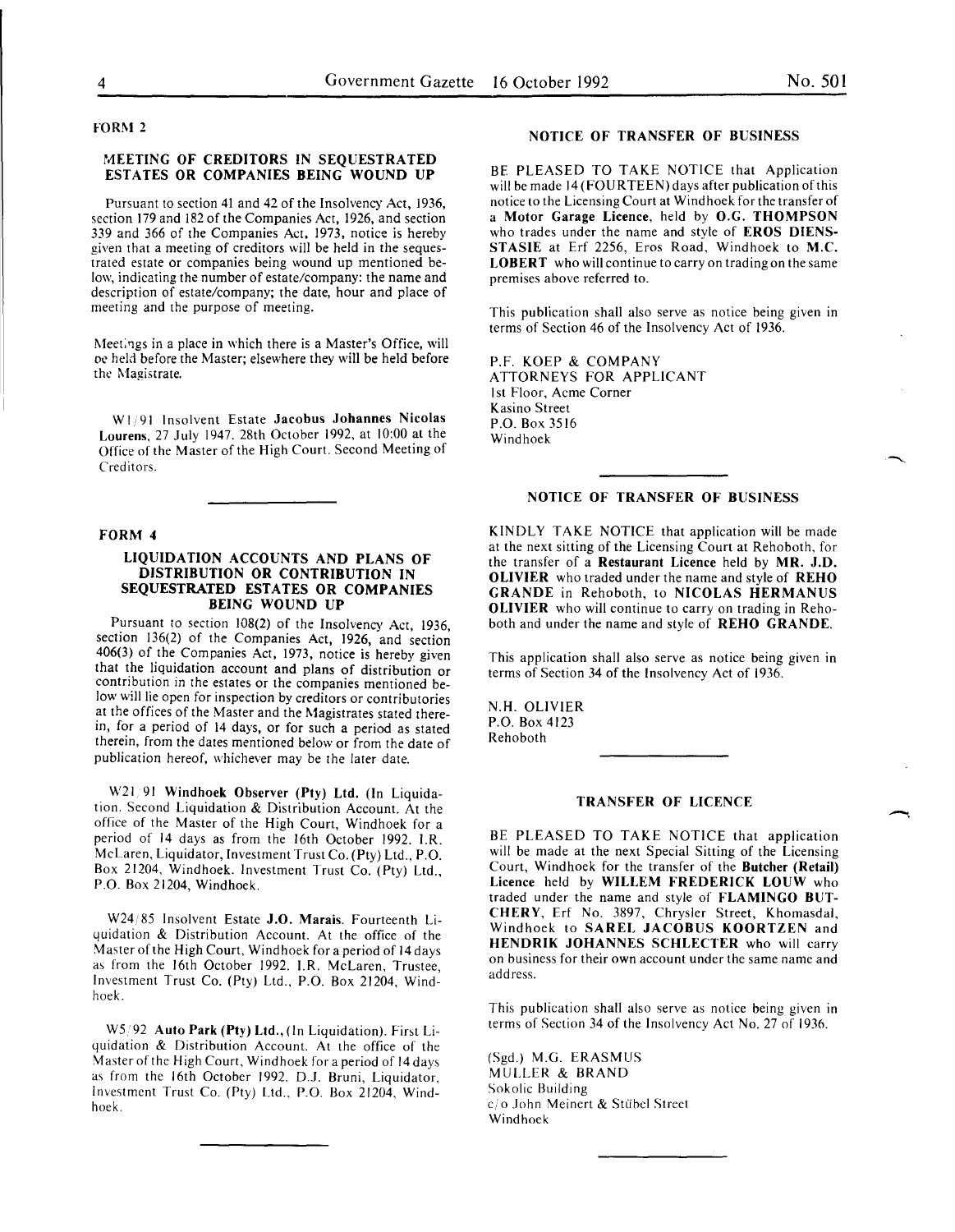FORM 2

## MEETING OF CREDITORS IN SEQUESTRATED ESTATES OR COMPANIES BEING WOUND UP

Pursuant to section 41 and 42 of the Insolvency Act, 1936, section 179 and 182 of the Companies Act, 1926, and section 339 and 366 of the Companies Act, 1973, notice is hereby given that a meeting of creditors will be held in the sequestrated estate or companies being wound up mentioned below, indicating the number of estate/company: the name and description of estate/company; the date, hour and place of meeting and the purpose of meeting.

Meetings in a place in which there is a Master's Office, will be held before the Master; elsewhere they will be held before the Magistrate.

W1/91 Insolvent Estate **Jacobus Johannes Nicolas Lourens**, 27 July 1947. 28th October 1992, at 10:00 at the Office of the Master of the High Court. Second Meeting of Creditors.

---

FORM 4

## LIQUIDATION ACCOUNTS AND PLANS OF DISTRIBUTION OR CONTRIBUTION IN SEQUESTRATED ESTATES OR COMPANIES BEING WOUND UP

Pursuant to section 108(2) of the Insolvency Act, 1936, section 136(2) of the Companies Act, 1926, and section 406(3) of the Companies Act, 1973, notice is hereby given that the liquidation account and plans of distribution or contribution in the estates or the companies mentioned below will lie open for inspection by creditors or contributories at the offices of the Master and the Magistrates stated therein, for a period of 14 days, or for such a period as stated therein, from the dates mentioned below or from the date of publication hereof, whichever may be the later date.

W21/91 **Windhoek Observer (Pty) Ltd.** (In Liquidation. Second Liquidation & Distribution Account. At the office of the Master of the High Court, Windhoek for a period of 14 days as from the 16th October 1992. I.R. McLaren, Liquidator, Investment Trust Co. (Pty) Ltd., P.O. Box 21204, Windhoek. Investment Trust Co. (Pty) Ltd., P.O. Box 21204, Windhoek.

W24/85 Insolvent Estate **J.O. Marais**. Fourteenth Liquidation & Distribution Account. At the office of the Master of the High Court, Windhoek for a period of 14 days as from the 16th October 1992. I.R. McLaren, Trustee, Investment Trust Co. (Pty) Ltd., P.O. Box 21204, Windhoek.

W5/92 **Auto Park (Pty) Ltd.**, (In Liquidation). First Liquidation & Distribution Account. At the office of the Master of the High Court, Windhoek for a period of 14 days as from the 16th October 1992. D.J. Bruni, Liquidator, Investment Trust Co. (Pty) Ltd., P.O. Box 21204, Windhoek.

---

## NOTICE OF TRANSFER OF BUSINESS

BE PLEASED TO TAKE NOTICE that Application will be made 14 (FOURTEEN) days after publication of this notice to the Licensing Court at Windhoek for the transfer of a **Motor Garage Licence**, held by **O.G. THOMPSON** who trades under the name and style of **EROS DIENSSTASIE** at Erf 2256, Eros Road, Windhoek to **M.C. LOBERT** who will continue to carry on trading on the same premises above referred to.

This publication shall also serve as notice being given in terms of Section 46 of the Insolvency Act of 1936.

P.F. KOEP & COMPANY
ATTORNEYS FOR APPLICANT
1st Floor, Acme Corner
Kasino Street
P.O. Box 3516
Windhoek

---

## NOTICE OF TRANSFER OF BUSINESS

KINDLY TAKE NOTICE that application will be made at the next sitting of the Licensing Court at Rehoboth, for the transfer of a **Restaurant Licence** held by **MR. J.D. OLIVIER** who traded under the name and style of **REHO GRANDE** in Rehoboth, to **NICOLAS HERMANUS OLIVIER** who will continue to carry on trading in Rehoboth and under the name and style of **REHO GRANDE**.

This application shall also serve as notice being given in terms of Section 34 of the Insolvency Act of 1936.

N.H. OLIVIER
P.O. Box 4123
Rehoboth

---

## TRANSFER OF LICENCE

BE PLEASED TO TAKE NOTICE that application will be made at the next Special Sitting of the Licensing Court, Windhoek for the transfer of the **Butcher (Retail) Licence** held by **WILLEM FREDERICK LOUW** who traded under the name and style of **FLAMINGO BUTCHERY**, Erf No. 3897, Chrysler Street, Khomasdal, Windhoek to **SAREL JACOBUS KOORTZEN** and **HENDRIK JOHANNES SCHLECTER** who will carry on business for their own account under the same name and address.

This publication shall also serve as notice being given in terms of Section 34 of the Insolvency Act No. 27 of 1936.

(Sgd.) M.G. ERASMUS
MULLER & BRAND
Sokolic Building
c/o John Meinert & Stübel Street
Windhoek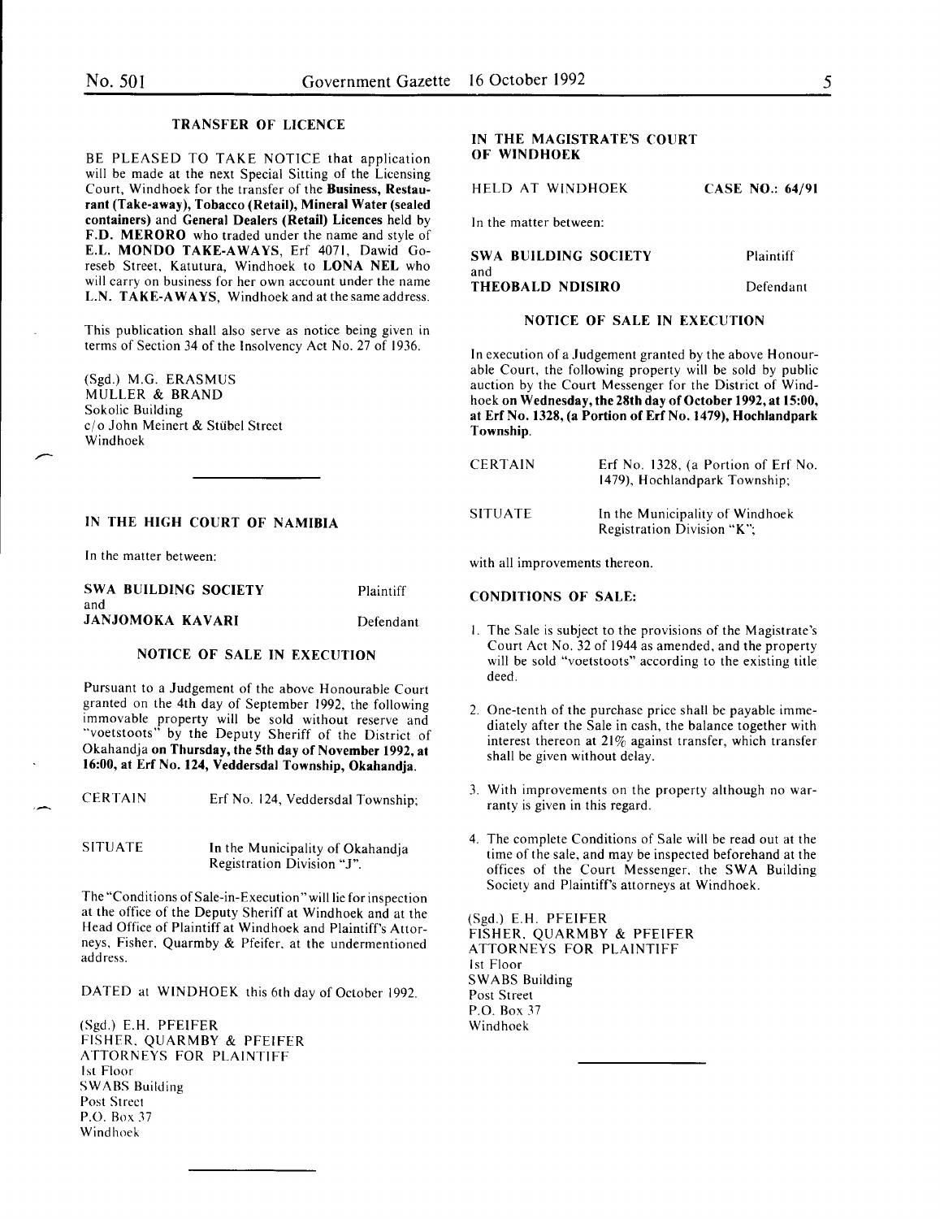## TRANSFER OF LICENCE

BE PLEASED TO TAKE NOTICE that application will be made at the next Special Sitting of the Licensing Court, Windhoek for the transfer of the **Business, Restaurant (Take-away), Tobacco (Retail), Mineral Water (sealed containers)** and **General Dealers (Retail) Licences** held by **F.D. MERORO** who traded under the name and style of **E.L. MONDO TAKE-AWAYS**, Erf 4071, Dawid Goreseb Street, Katutura, Windhoek to **LONA NEL** who will carry on business for her own account under the name **L.N. TAKE-AWAYS**, Windhoek and at the same address.

This publication shall also serve as notice being given in terms of Section 34 of the Insolvency Act No. 27 of 1936.

(Sgd.) M.G. ERASMUS
MULLER & BRAND
Sokolic Building
c/o John Meinert & Stübel Street
Windhoek

---

## IN THE HIGH COURT OF NAMIBIA

In the matter between:

| | |
|---|---|
| **SWA BUILDING SOCIETY** | Plaintiff |
| and | |
| **JANJOMOKA KAVARI** | Defendant |

### NOTICE OF SALE IN EXECUTION

Pursuant to a Judgement of the above Honourable Court granted on the 4th day of September 1992, the following immovable property will be sold without reserve and "voetstoots" by the Deputy Sheriff of the District of Okahandja **on Thursday, the 5th day of November 1992, at 16:00, at Erf No. 124, Veddersdal Township, Okahandja.**

| | |
|---|---|
| CERTAIN | Erf No. 124, Veddersdal Township; |
| SITUATE | In the Municipality of Okahandja Registration Division "J". |

The "Conditions of Sale-in-Execution" will lie for inspection at the office of the Deputy Sheriff at Windhoek and at the Head Office of Plaintiff at Windhoek and Plaintiff's Attorneys, Fisher, Quarmby & Pfeifer, at the undermentioned address.

DATED at WINDHOEK this 6th day of October 1992.

(Sgd.) E.H. PFEIFER
FISHER, QUARMBY & PFEIFER
ATTORNEYS FOR PLAINTIFF
1st Floor
SWABS Building
Post Street
P.O. Box 37
Windhoek

---

## IN THE MAGISTRATE'S COURT OF WINDHOEK

| | |
|---|---|
| HELD AT WINDHOEK | **CASE NO.: 64/91** |

In the matter between:

| | |
|---|---|
| **SWA BUILDING SOCIETY** | Plaintiff |
| and | |
| **THEOBALD NDISIRO** | Defendant |

### NOTICE OF SALE IN EXECUTION

In execution of a Judgement granted by the above Honourable Court, the following property will be sold by public auction by the Court Messenger for the District of Windhoek **on Wednesday, the 28th day of October 1992, at 15:00, at Erf No. 1328, (a Portion of Erf No. 1479), Hochlandpark Township.**

| | |
|---|---|
| CERTAIN | Erf No. 1328, (a Portion of Erf No. 1479), Hochlandpark Township; |
| SITUATE | In the Municipality of Windhoek Registration Division "K"; |

with all improvements thereon.

**CONDITIONS OF SALE:**

1. The Sale is subject to the provisions of the Magistrate's Court Act No. 32 of 1944 as amended, and the property will be sold "voetstoots" according to the existing title deed.
2. One-tenth of the purchase price shall be payable immediately after the Sale in cash, the balance together with interest thereon at 21% against transfer, which transfer shall be given without delay.
3. With improvements on the property although no warranty is given in this regard.
4. The complete Conditions of Sale will be read out at the time of the sale, and may be inspected beforehand at the offices of the Court Messenger, the SWA Building Society and Plaintiff's attorneys at Windhoek.

(Sgd.) E.H. PFEIFER
FISHER, QUARMBY & PFEIFER
ATTORNEYS FOR PLAINTIFF
1st Floor
SWABS Building
Post Street
P.O. Box 37
Windhoek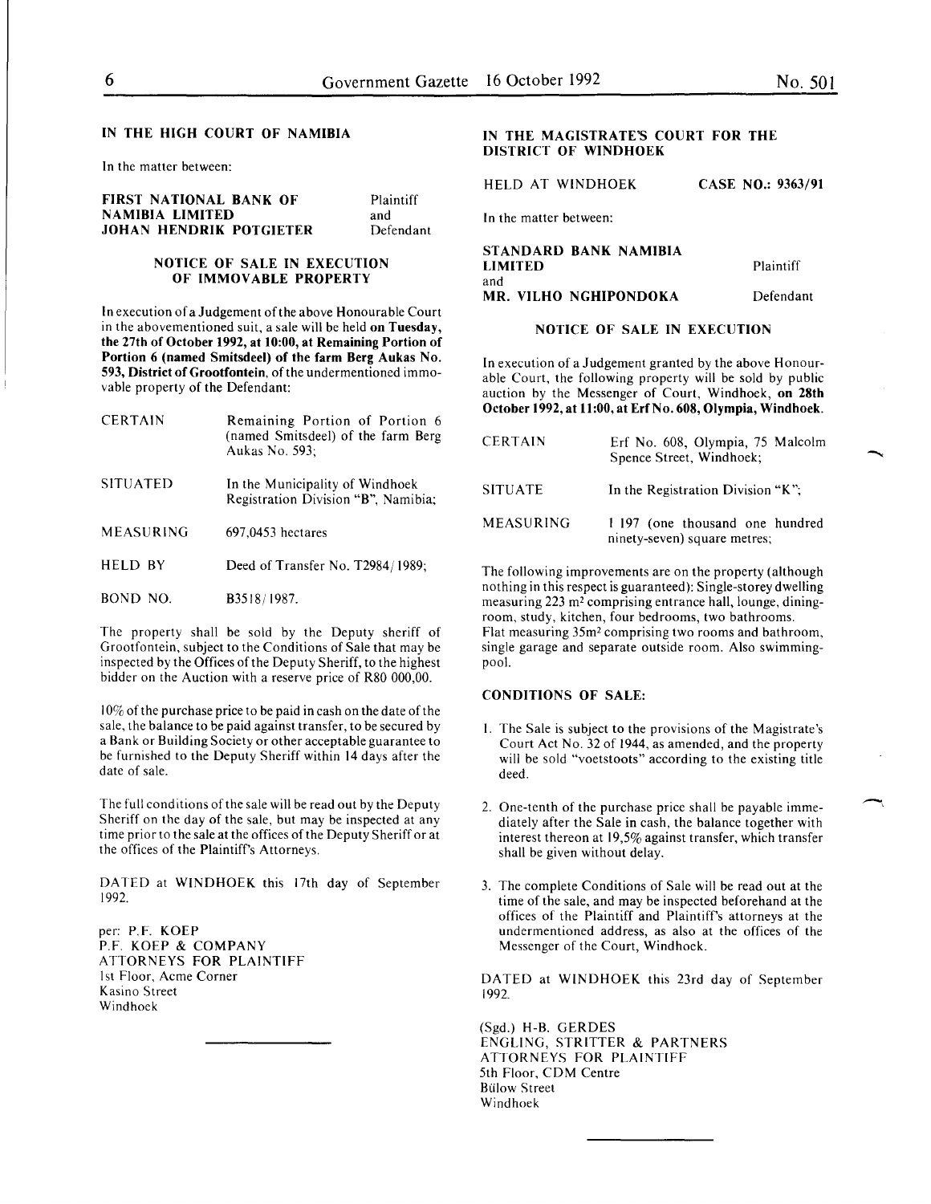## IN THE HIGH COURT OF NAMIBIA

In the matter between:

| | |
|---|---|
| **FIRST NATIONAL BANK OF NAMIBIA LIMITED** | Plaintiff |
| and | |
| **JOHAN HENDRIK POTGIETER** | Defendant |

### NOTICE OF SALE IN EXECUTION OF IMMOVABLE PROPERTY

In execution of a Judgement of the above Honourable Court in the abovementioned suit, a sale will be held **on Tuesday, the 27th of October 1992, at 10:00, at Remaining Portion of Portion 6 (named Smitsdeel) of the farm Berg Aukas No. 593, District of Grootfontein,** of the undermentioned immovable property of the Defendant:

| | |
|---|---|
| CERTAIN | Remaining Portion of Portion 6 (named Smitsdeel) of the farm Berg Aukas No. 593; |
| SITUATED | In the Municipality of Windhoek Registration Division "B", Namibia; |
| MEASURING | 697,0453 hectares |
| HELD BY | Deed of Transfer No. T2984/1989; |
| BOND NO. | B3518/1987. |

The property shall be sold by the Deputy sheriff of Grootfontein, subject to the Conditions of Sale that may be inspected by the Offices of the Deputy Sheriff, to the highest bidder on the Auction with a reserve price of R80 000,00.

10% of the purchase price to be paid in cash on the date of the sale, the balance to be paid against transfer, to be secured by a Bank or Building Society or other acceptable guarantee to be furnished to the Deputy Sheriff within 14 days after the date of sale.

The full conditions of the sale will be read out by the Deputy Sheriff on the day of the sale, but may be inspected at any time prior to the sale at the offices of the Deputy Sheriff or at the offices of the Plaintiff's Attorneys.

DATED at WINDHOEK this 17th day of September 1992.

per: P.F. KOEP
P.F. KOEP & COMPANY
ATTORNEYS FOR PLAINTIFF
1st Floor, Acme Corner
Kasino Street
Windhoek

---

## IN THE MAGISTRATE'S COURT FOR THE DISTRICT OF WINDHOEK

HELD AT WINDHOEK — **CASE NO.: 9363/91**

In the matter between:

| | |
|---|---|
| **STANDARD BANK NAMIBIA LIMITED** | Plaintiff |
| and | |
| **MR. VILHO NGHIPONDOKA** | Defendant |

### NOTICE OF SALE IN EXECUTION

In execution of a Judgement granted by the above Honourable Court, the following property will be sold by public auction by the Messenger of Court, Windhoek, **on 28th October 1992, at 11:00, at Erf No. 608, Olympia, Windhoek.**

| | |
|---|---|
| CERTAIN | Erf No. 608, Olympia, 75 Malcolm Spence Street, Windhoek; |
| SITUATE | In the Registration Division "K"; |
| MEASURING | 1 197 (one thousand one hundred ninety-seven) square metres; |

The following improvements are on the property (although nothing in this respect is guaranteed): Single-storey dwelling measuring 223 m$^2$ comprising entrance hall, lounge, dining-room, study, kitchen, four bedrooms, two bathrooms.
Flat measuring 35m$^2$ comprising two rooms and bathroom, single garage and separate outside room. Also swimming-pool.

**CONDITIONS OF SALE:**

1. The Sale is subject to the provisions of the Magistrate's Court Act No. 32 of 1944, as amended, and the property will be sold "voetstoots" according to the existing title deed.

2. One-tenth of the purchase price shall be payable immediately after the Sale in cash, the balance together with interest thereon at 19,5% against transfer, which transfer shall be given without delay.

3. The complete Conditions of Sale will be read out at the time of the sale, and may be inspected beforehand at the offices of the Plaintiff and Plaintiff's attorneys at the undermentioned address, as also at the offices of the Messenger of the Court, Windhoek.

DATED at WINDHOEK this 23rd day of September 1992.

(Sgd.) H-B. GERDES
ENGLING, STRITTER & PARTNERS
ATTORNEYS FOR PLAINTIFF
5th Floor, CDM Centre
Bülow Street
Windhoek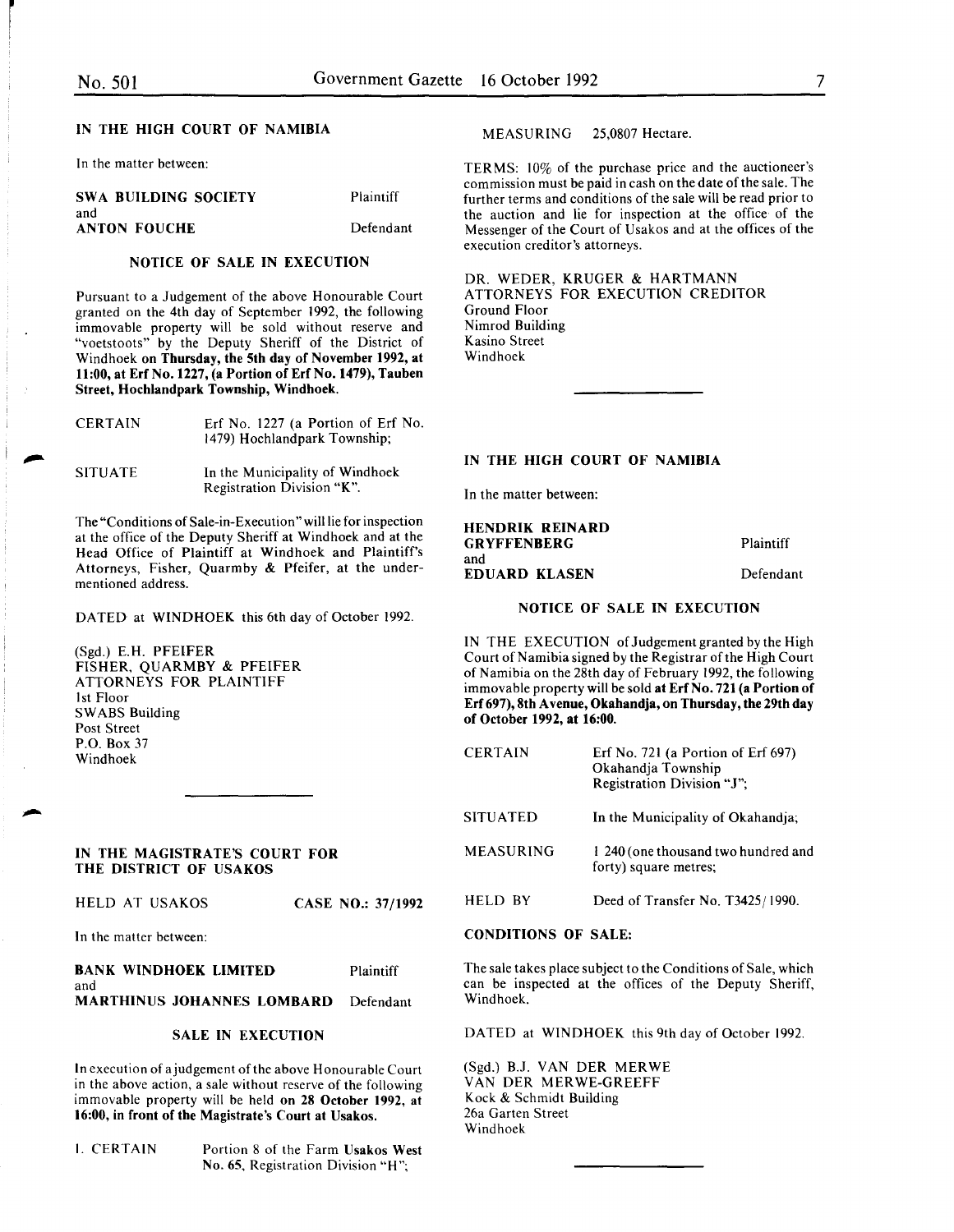## IN THE HIGH COURT OF NAMIBIA

In the matter between:

| | |
|---|---|
| **SWA BUILDING SOCIETY** | Plaintiff |
| and | |
| **ANTON FOUCHE** | Defendant |

### NOTICE OF SALE IN EXECUTION

Pursuant to a Judgement of the above Honourable Court granted on the 4th day of September 1992, the following immovable property will be sold without reserve and "voetstoots" by the Deputy Sheriff of the District of Windhoek **on Thursday, the 5th day of November 1992, at 11:00, at Erf No. 1227, (a Portion of Erf No. 1479), Tauben Street, Hochlandpark Township, Windhoek.**

| | |
|---|---|
| CERTAIN | Erf No. 1227 (a Portion of Erf No. 1479) Hochlandpark Township; |
| SITUATE | In the Municipality of Windhoek Registration Division "K". |

The "Conditions of Sale-in-Execution" will lie for inspection at the office of the Deputy Sheriff at Windhoek and at the Head Office of Plaintiff at Windhoek and Plaintiff's Attorneys, Fisher, Quarmby & Pfeifer, at the undermentioned address.

DATED at WINDHOEK this 6th day of October 1992.

(Sgd.) E.H. PFEIFER
FISHER, QUARMBY & PFEIFER
ATTORNEYS FOR PLAINTIFF
1st Floor
SWABS Building
Post Street
P.O. Box 37
Windhoek

---

## IN THE MAGISTRATE'S COURT FOR THE DISTRICT OF USAKOS

HELD AT USAKOS **CASE NO.: 37/1992**

In the matter between:

| | |
|---|---|
| **BANK WINDHOEK LIMITED** | Plaintiff |
| and | |
| **MARTHINUS JOHANNES LOMBARD** | Defendant |

### SALE IN EXECUTION

In execution of a judgement of the above Honourable Court in the above action, a sale without reserve of the following immovable property will be held **on 28 October 1992, at 16:00, in front of the Magistrate's Court at Usakos.**

| | |
|---|---|
| 1. CERTAIN | Portion 8 of the Farm **Usakos West No. 65**, Registration Division "H"; |
| MEASURING | 25,0807 Hectare. |

TERMS: 10% of the purchase price and the auctioneer's commission must be paid in cash on the date of the sale. The further terms and conditions of the sale will be read prior to the auction and lie for inspection at the office of the Messenger of the Court of Usakos and at the offices of the execution creditor's attorneys.

DR. WEDER, KRUGER & HARTMANN
ATTORNEYS FOR EXECUTION CREDITOR
Ground Floor
Nimrod Building
Kasino Street
Windhoek

---

## IN THE HIGH COURT OF NAMIBIA

In the matter between:

| | |
|---|---|
| **HENDRIK REINARD GRYFFENBERG** | Plaintiff |
| and | |
| **EDUARD KLASEN** | Defendant |

### NOTICE OF SALE IN EXECUTION

IN THE EXECUTION of Judgement granted by the High Court of Namibia signed by the Registrar of the High Court of Namibia on the 28th day of February 1992, the following immovable property will be sold **at Erf No. 721 (a Portion of Erf 697), 8th Avenue, Okahandja, on Thursday, the 29th day of October 1992, at 16:00.**

| | |
|---|---|
| CERTAIN | Erf No. 721 (a Portion of Erf 697) Okahandja Township Registration Division "J"; |
| SITUATED | In the Municipality of Okahandja; |
| MEASURING | 1 240 (one thousand two hundred and forty) square metres; |
| HELD BY | Deed of Transfer No. T3425/1990. |

**CONDITIONS OF SALE:**

The sale takes place subject to the Conditions of Sale, which can be inspected at the offices of the Deputy Sheriff, Windhoek.

DATED at WINDHOEK this 9th day of October 1992.

(Sgd.) B.J. VAN DER MERWE
VAN DER MERWE-GREEFF
Kock & Schmidt Building
26a Garten Street
Windhoek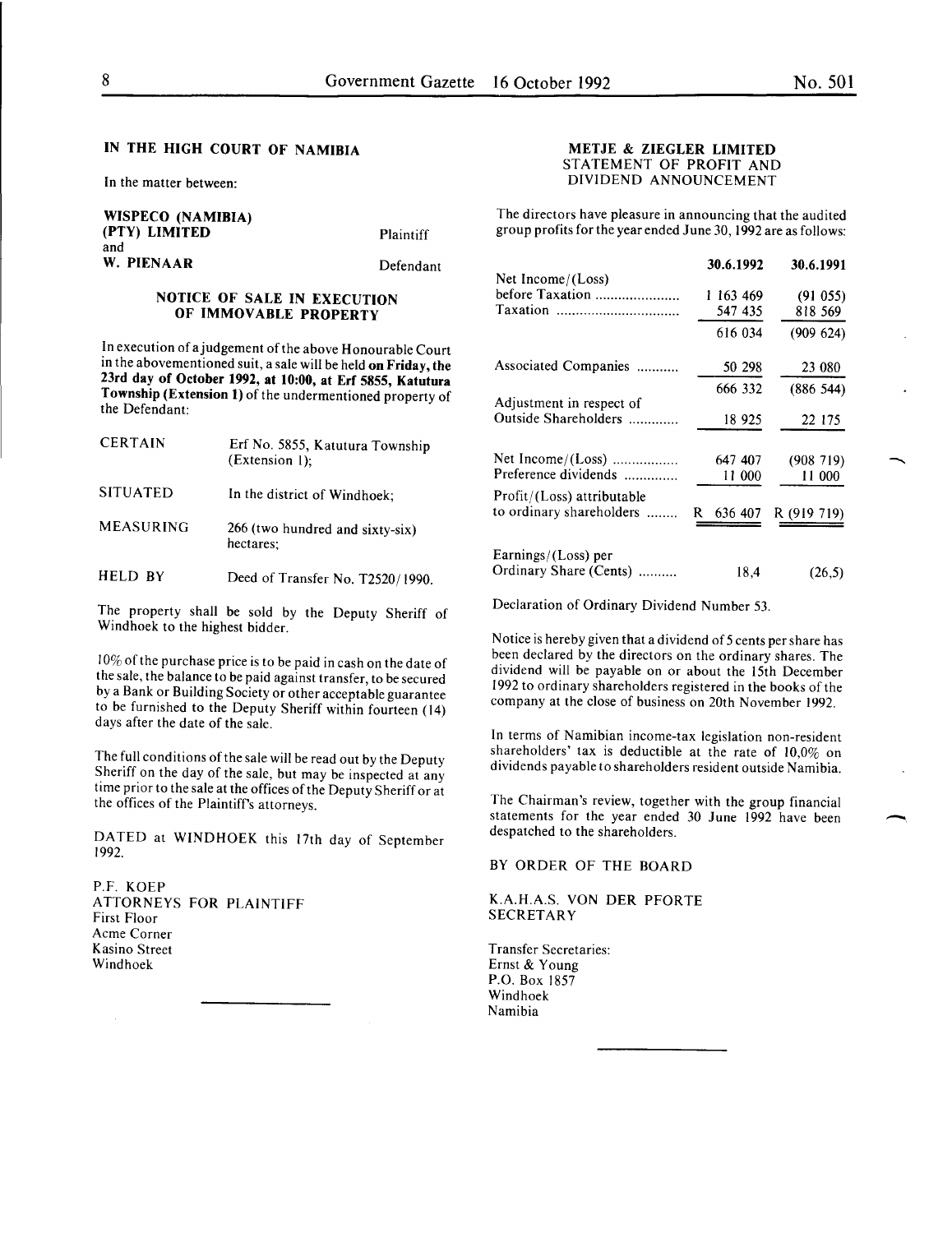## IN THE HIGH COURT OF NAMIBIA

In the matter between:

| | |
|---|---|
| **WISPECO (NAMIBIA) (PTY) LIMITED** | Plaintiff |
| and | |
| **W. PIENAAR** | Defendant |

### NOTICE OF SALE IN EXECUTION OF IMMOVABLE PROPERTY

In execution of a judgement of the above Honourable Court in the abovementioned suit, a sale will be held **on Friday, the 23rd day of October 1992, at 10:00, at Erf 5855, Katutura Township (Extension 1)** of the undermentioned property of the Defendant:

| | |
|---|---|
| CERTAIN | Erf No. 5855, Katutura Township (Extension 1); |
| SITUATED | In the district of Windhoek; |
| MEASURING | 266 (two hundred and sixty-six) hectares; |
| HELD BY | Deed of Transfer No. T2520/1990. |

The property shall be sold by the Deputy Sheriff of Windhoek to the highest bidder.

10% of the purchase price is to be paid in cash on the date of the sale, the balance to be paid against transfer, to be secured by a Bank or Building Society or other acceptable guarantee to be furnished to the Deputy Sheriff within fourteen (14) days after the date of the sale.

The full conditions of the sale will be read out by the Deputy Sheriff on the day of the sale, but may be inspected at any time prior to the sale at the offices of the Deputy Sheriff or at the offices of the Plaintiff's attorneys.

DATED at WINDHOEK this 17th day of September 1992.

P.F. KOEP
ATTORNEYS FOR PLAINTIFF
First Floor
Acme Corner
Kasino Street
Windhoek

---

## METJE & ZIEGLER LIMITED
### STATEMENT OF PROFIT AND DIVIDEND ANNOUNCEMENT

The directors have pleasure in announcing that the audited group profits for the year ended June 30, 1992 are as follows:

| | 30.6.1992 | 30.6.1991 |
|---|---|---|
| Net Income/(Loss) before Taxation | 1 163 469 | (91 055) |
| Taxation | 547 435 | 818 569 |
| | 616 034 | (909 624) |
| Associated Companies | 50 298 | 23 080 |
| | 666 332 | (886 544) |
| Adjustment in respect of Outside Shareholders | 18 925 | 22 175 |
| Net Income/(Loss) | 647 407 | (908 719) |
| Preference dividends | 11 000 | 11 000 |
| Profit/(Loss) attributable to ordinary shareholders | R 636 407 | R (919 719) |
| Earnings/(Loss) per Ordinary Share (Cents) | 18,4 | (26,5) |

Declaration of Ordinary Dividend Number 53.

Notice is hereby given that a dividend of 5 cents per share has been declared by the directors on the ordinary shares. The dividend will be payable on or about the 15th December 1992 to ordinary shareholders registered in the books of the company at the close of business on 20th November 1992.

In terms of Namibian income-tax legislation non-resident shareholders' tax is deductible at the rate of 10,0% on dividends payable to shareholders resident outside Namibia.

The Chairman's review, together with the group financial statements for the year ended 30 June 1992 have been despatched to the shareholders.

BY ORDER OF THE BOARD

K.A.H.A.S. VON DER PFORTE
SECRETARY

Transfer Secretaries:
Ernst & Young
P.O. Box 1857
Windhoek
Namibia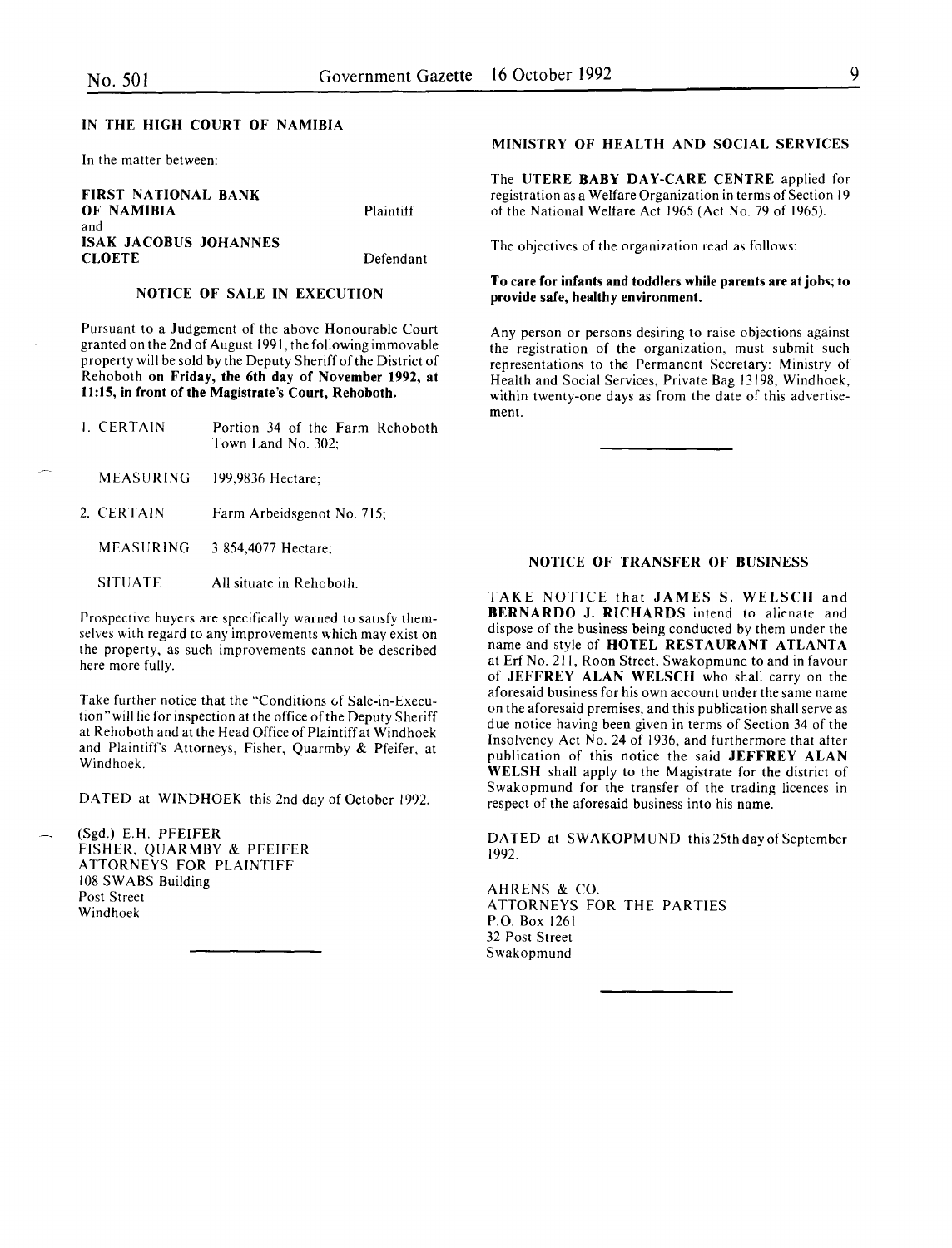## IN THE HIGH COURT OF NAMIBIA

In the matter between:

| | |
|---|---|
| **FIRST NATIONAL BANK OF NAMIBIA** | Plaintiff |
| and | |
| **ISAK JACOBUS JOHANNES CLOETE** | Defendant |

### NOTICE OF SALE IN EXECUTION

Pursuant to a Judgement of the above Honourable Court granted on the 2nd of August 1991, the following immovable property will be sold by the Deputy Sheriff of the District of Rehoboth **on Friday, the 6th day of November 1992, at 11:15, in front of the Magistrate's Court, Rehoboth.**

| | |
|---|---|
| 1. CERTAIN | Portion 34 of the Farm Rehoboth Town Land No. 302; |
| MEASURING | 199,9836 Hectare; |
| 2. CERTAIN | Farm Arbeidsgenot No. 715; |
| MEASURING | 3 854,4077 Hectare; |
| SITUATE | All situate in Rehoboth. |

Prospective buyers are specifically warned to satisfy themselves with regard to any improvements which may exist on the property, as such improvements cannot be described here more fully.

Take further notice that the "Conditions of Sale-in-Execution" will lie for inspection at the office of the Deputy Sheriff at Rehoboth and at the Head Office of Plaintiff at Windhoek and Plaintiff's Attorneys, Fisher, Quarmby & Pfeifer, at Windhoek.

DATED at WINDHOEK this 2nd day of October 1992.

(Sgd.) E.H. PFEIFER
FISHER, QUARMBY & PFEIFER
ATTORNEYS FOR PLAINTIFF
108 SWABS Building
Post Street
Windhoek

---

## MINISTRY OF HEALTH AND SOCIAL SERVICES

The **UTERE BABY DAY-CARE CENTRE** applied for registration as a Welfare Organization in terms of Section 19 of the National Welfare Act 1965 (Act No. 79 of 1965).

The objectives of the organization read as follows:

**To care for infants and toddlers while parents are at jobs; to provide safe, healthy environment.**

Any person or persons desiring to raise objections against the registration of the organization, must submit such representations to the Permanent Secretary: Ministry of Health and Social Services, Private Bag 13198, Windhoek, within twenty-one days as from the date of this advertisement.

---

### NOTICE OF TRANSFER OF BUSINESS

TAKE NOTICE that **JAMES S. WELSCH** and **BERNARDO J. RICHARDS** intend to alienate and dispose of the business being conducted by them under the name and style of **HOTEL RESTAURANT ATLANTA** at Erf No. 211, Roon Street, Swakopmund to and in favour of **JEFFREY ALAN WELSCH** who shall carry on the aforesaid business for his own account under the same name on the aforesaid premises, and this publication shall serve as due notice having been given in terms of Section 34 of the Insolvency Act No. 24 of 1936, and furthermore that after publication of this notice the said **JEFFREY ALAN WELSH** shall apply to the Magistrate for the district of Swakopmund for the transfer of the trading licences in respect of the aforesaid business into his name.

DATED at SWAKOPMUND this 25th day of September 1992.

AHRENS & CO.
ATTORNEYS FOR THE PARTIES
P.O. Box 1261
32 Post Street
Swakopmund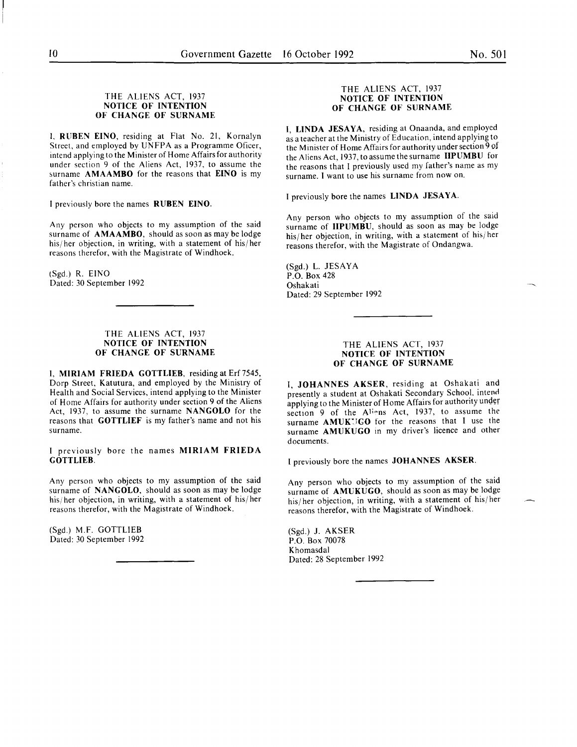### THE ALIENS ACT, 1937
### NOTICE OF INTENTION OF CHANGE OF SURNAME

I, **RUBEN EINO**, residing at Flat No. 21, Kornalyn Street, and employed by UNFPA as a Programme Oficer, intend applying to the Minister of Home Affairs for authority under section 9 of the Aliens Act, 1937, to assume the surname **AMAAMBO** for the reasons that **EINO** is my father's christian name.

I previously bore the names **RUBEN EINO**.

Any person who objects to my assumption of the said surname of **AMAAMBO**, should as soon as may be lodge his/her objection, in writing, with a statement of his/her reasons therefor, with the Magistrate of Windhoek.

(Sgd.) R. EINO
Dated: 30 September 1992

---

### THE ALIENS ACT, 1937
### NOTICE OF INTENTION OF CHANGE OF SURNAME

I, **MIRIAM FRIEDA GOTTLIEB**, residing at Erf 7545, Dorp Street, Katutura, and employed by the Ministry of Health and Social Services, intend applying to the Minister of Home Affairs for authority under section 9 of the Aliens Act, 1937, to assume the surname **NANGOLO** for the reasons that **GOTTLIEF** is my father's name and not his surname.

I previously bore the names **MIRIAM FRIEDA GOTTLIEB**.

Any person who objects to my assumption of the said surname of **NANGOLO**, should as soon as may be lodge his/her objection, in writing, with a statement of his/her reasons therefor, with the Magistrate of Windhoek.

(Sgd.) M.F. GOTTLIEB
Dated: 30 September 1992

---

### THE ALIENS ACT, 1937
### NOTICE OF INTENTION OF CHANGE OF SURNAME

I, **LINDA JESAYA**, residing at Onaanda, and employed as a teacher at the Ministry of Education, intend applying to the Minister of Home Affairs for authority under section 9 of the Aliens Act, 1937, to assume the surname **IIPUMBU** for the reasons that I previously used my father's name as my surname. I want to use his surname from now on.

I previously bore the names **LINDA JESAYA**.

Any person who objects to my assumption of the said surname of **IIPUMBU**, should as soon as may be lodge his/her objection, in writing, with a statement of his/her reasons therefor, with the Magistrate of Ondangwa.

(Sgd.) L. JESAYA
P.O. Box 428
Oshakati
Dated: 29 September 1992

---

### THE ALIENS ACT, 1937
### NOTICE OF INTENTION OF CHANGE OF SURNAME

I, **JOHANNES AKSER**, residing at Oshakati and presently a student at Oshakati Secondary School, intend applying to the Minister of Home Affairs for authority under section 9 of the Aliens Act, 1937, to assume the surname **AMUKUGO** for the reasons that I use the surname **AMUKUGO** in my driver's licence and other documents.

I previously bore the names **JOHANNES AKSER**.

Any person who objects to my assumption of the said surname of **AMUKUGO**, should as soon as may be lodge his/her objection, in writing, with a statement of his/her reasons therefor, with the Magistrate of Windhoek.

(Sgd.) J. AKSER
P.O. Box 70078
Khomasdal
Dated: 28 September 1992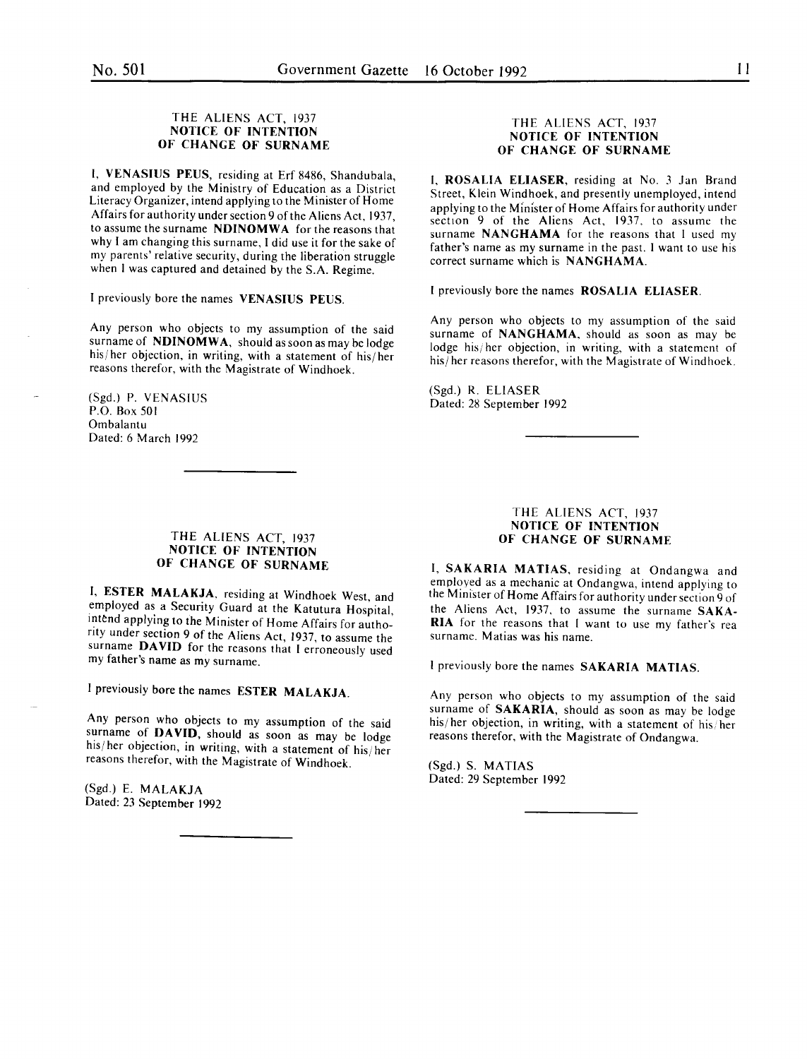THE ALIENS ACT, 1937
**NOTICE OF INTENTION OF CHANGE OF SURNAME**

I, **VENASIUS PEUS**, residing at Erf 8486, Shandubala, and employed by the Ministry of Education as a District Literacy Organizer, intend applying to the Minister of Home Affairs for authority under section 9 of the Aliens Act, 1937, to assume the surname **NDINOMWA** for the reasons that why I am changing this surname, I did use it for the sake of my parents' relative security, during the liberation struggle when I was captured and detained by the S.A. Regime.

I previously bore the names **VENASIUS PEUS**.

Any person who objects to my assumption of the said surname of **NDINOMWA**, should as soon as may be lodge his/her objection, in writing, with a statement of his/her reasons therefor, with the Magistrate of Windhoek.

(Sgd.) P. VENASIUS
P.O. Box 501
Ombalantu
Dated: 6 March 1992

---

THE ALIENS ACT, 1937
**NOTICE OF INTENTION OF CHANGE OF SURNAME**

I, **ROSALIA ELIASER**, residing at No. 3 Jan Brand Street, Klein Windhoek, and presently unemployed, intend applying to the Minister of Home Affairs for authority under section 9 of the Aliens Act, 1937, to assume the surname **NANGHAMA** for the reasons that I used my father's name as my surname in the past. I want to use his correct surname which is **NANGHAMA**.

I previously bore the names **ROSALIA ELIASER**.

Any person who objects to my assumption of the said surname of **NANGHAMA**, should as soon as may be lodge his/her objection, in writing, with a statement of his/her reasons therefor, with the Magistrate of Windhoek.

(Sgd.) R. ELIASER
Dated: 28 September 1992

---

THE ALIENS ACT, 1937
**NOTICE OF INTENTION OF CHANGE OF SURNAME**

I, **ESTER MALAKJA**, residing at Windhoek West, and employed as a Security Guard at the Katutura Hospital, intend applying to the Minister of Home Affairs for authority under section 9 of the Aliens Act, 1937, to assume the surname **DAVID** for the reasons that I erroneously used my father's name as my surname.

I previously bore the names **ESTER MALAKJA**.

Any person who objects to my assumption of the said surname of **DAVID**, should as soon as may be lodge his/her objection, in writing, with a statement of his/her reasons therefor, with the Magistrate of Windhoek.

(Sgd.) E. MALAKJA
Dated: 23 September 1992

---

THE ALIENS ACT, 1937
**NOTICE OF INTENTION OF CHANGE OF SURNAME**

I, **SAKARIA MATIAS**, residing at Ondangwa and employed as a mechanic at Ondangwa, intend applying to the Minister of Home Affairs for authority under section 9 of the Aliens Act, 1937, to assume the surname **SAKARIA** for the reasons that I want to use my father's rea surname. Matias was his name.

I previously bore the names **SAKARIA MATIAS**.

Any person who objects to my assumption of the said surname of **SAKARIA**, should as soon as may be lodge his/her objection, in writing, with a statement of his/her reasons therefor, with the Magistrate of Ondangwa.

(Sgd.) S. MATIAS
Dated: 29 September 1992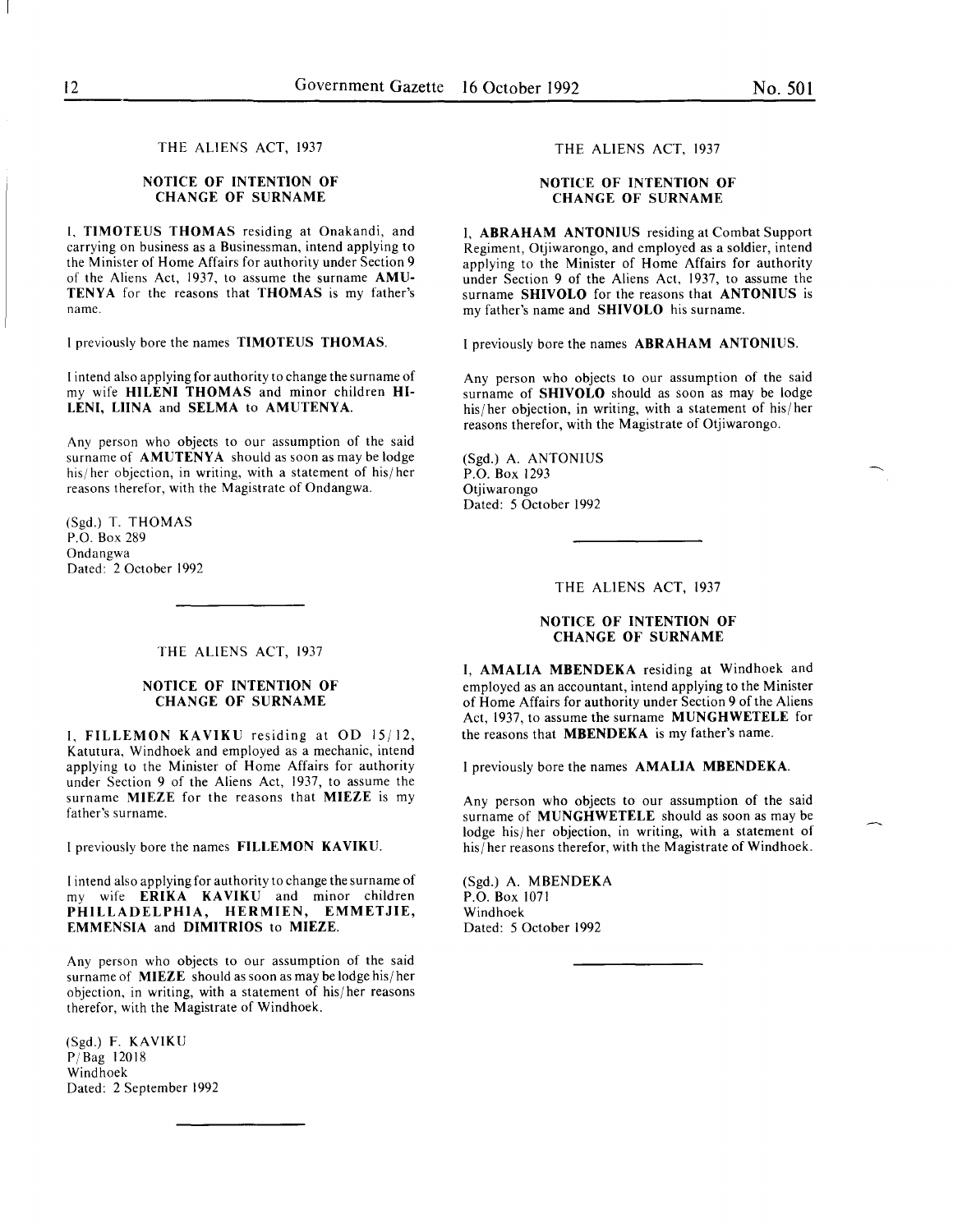## THE ALIENS ACT, 1937

### NOTICE OF INTENTION OF CHANGE OF SURNAME

I, **TIMOTEUS THOMAS** residing at Onakandi, and carrying on business as a Businessman, intend applying to the Minister of Home Affairs for authority under Section 9 of the Aliens Act, 1937, to assume the surname **AMUTENYA** for the reasons that **THOMAS** is my father's name.

I previously bore the names **TIMOTEUS THOMAS**.

I intend also applying for authority to change the surname of my wife **HILENI THOMAS** and minor children **HILENI, LIINA** and **SELMA** to **AMUTENYA**.

Any person who objects to our assumption of the said surname of **AMUTENYA** should as soon as may be lodge his/her objection, in writing, with a statement of his/her reasons therefor, with the Magistrate of Ondangwa.

(Sgd.) T. THOMAS
P.O. Box 289
Ondangwa
Dated: 2 October 1992

## THE ALIENS ACT, 1937

### NOTICE OF INTENTION OF CHANGE OF SURNAME

I, **FILLEMON KAVIKU** residing at OD 15/12, Katutura, Windhoek and employed as a mechanic, intend applying to the Minister of Home Affairs for authority under Section 9 of the Aliens Act, 1937, to assume the surname **MIEZE** for the reasons that **MIEZE** is my father's surname.

I previously bore the names **FILLEMON KAVIKU**.

I intend also applying for authority to change the surname of my wife **ERIKA KAVIKU** and minor children **PHILLADELPHIA, HERMIEN, EMMETJIE, EMMENSIA** and **DIMITRIOS** to **MIEZE**.

Any person who objects to our assumption of the said surname of **MIEZE** should as soon as may be lodge his/her objection, in writing, with a statement of his/her reasons therefor, with the Magistrate of Windhoek.

(Sgd.) F. KAVIKU
P/Bag 12018
Windhoek
Dated: 2 September 1992

## THE ALIENS ACT, 1937

### NOTICE OF INTENTION OF CHANGE OF SURNAME

I, **ABRAHAM ANTONIUS** residing at Combat Support Regiment, Otjiwarongo, and employed as a soldier, intend applying to the Minister of Home Affairs for authority under Section 9 of the Aliens Act, 1937, to assume the surname **SHIVOLO** for the reasons that **ANTONIUS** is my father's name and **SHIVOLO** his surname.

I previously bore the names **ABRAHAM ANTONIUS**.

Any person who objects to our assumption of the said surname of **SHIVOLO** should as soon as may be lodge his/her objection, in writing, with a statement of his/her reasons therefor, with the Magistrate of Otjiwarongo.

(Sgd.) A. ANTONIUS
P.O. Box 1293
Otjiwarongo
Dated: 5 October 1992

## THE ALIENS ACT, 1937

### NOTICE OF INTENTION OF CHANGE OF SURNAME

I, **AMALIA MBENDEKA** residing at Windhoek and employed as an accountant, intend applying to the Minister of Home Affairs for authority under Section 9 of the Aliens Act, 1937, to assume the surname **MUNGHWETELE** for the reasons that **MBENDEKA** is my father's name.

I previously bore the names **AMALIA MBENDEKA**.

Any person who objects to our assumption of the said surname of **MUNGHWETELE** should as soon as may be lodge his/her objection, in writing, with a statement of his/her reasons therefor, with the Magistrate of Windhoek.

(Sgd.) A. MBENDEKA
P.O. Box 1071
Windhoek
Dated: 5 October 1992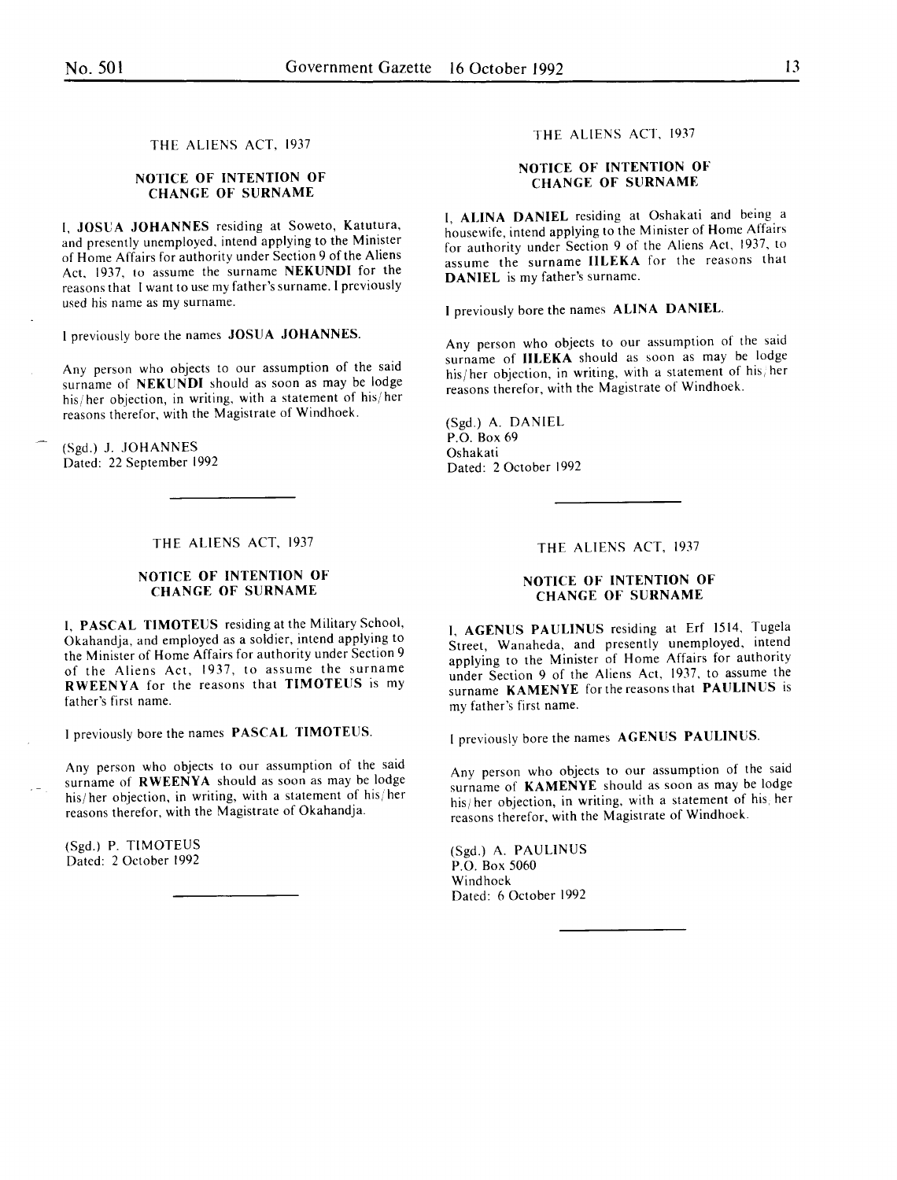THE ALIENS ACT, 1937

**NOTICE OF INTENTION OF CHANGE OF SURNAME**

I, **JOSUA JOHANNES** residing at Soweto, Katutura, and presently unemployed, intend applying to the Minister of Home Affairs for authority under Section 9 of the Aliens Act, 1937, to assume the surname **NEKUNDI** for the reasons that I want to use my father's surname. I previously used his name as my surname.

I previously bore the names **JOSUA JOHANNES**.

Any person who objects to our assumption of the said surname of **NEKUNDI** should as soon as may be lodge his/her objection, in writing, with a statement of his/her reasons therefor, with the Magistrate of Windhoek.

(Sgd.) J. JOHANNES
Dated: 22 September 1992

---

THE ALIENS ACT, 1937

**NOTICE OF INTENTION OF CHANGE OF SURNAME**

I, **PASCAL TIMOTEUS** residing at the Military School, Okahandja, and employed as a soldier, intend applying to the Minister of Home Affairs for authority under Section 9 of the Aliens Act, 1937, to assume the surname **RWEENYA** for the reasons that **TIMOTEUS** is my father's first name.

I previously bore the names **PASCAL TIMOTEUS**.

Any person who objects to our assumption of the said surname of **RWEENYA** should as soon as may be lodge his/her objection, in writing, with a statement of his/her reasons therefor, with the Magistrate of Okahandja.

(Sgd.) P. TIMOTEUS
Dated: 2 October 1992

---

THE ALIENS ACT, 1937

**NOTICE OF INTENTION OF CHANGE OF SURNAME**

I, **ALINA DANIEL** residing at Oshakati and being a housewife, intend applying to the Minister of Home Affairs for authority under Section 9 of the Aliens Act, 1937, to assume the surname **IILEKA** for the reasons that **DANIEL** is my father's surname.

I previously bore the names **ALINA DANIEL**.

Any person who objects to our assumption of the said surname of **IILEKA** should as soon as may be lodge his/her objection, in writing, with a statement of his/her reasons therefor, with the Magistrate of Windhoek.

(Sgd.) A. DANIEL
P.O. Box 69
Oshakati
Dated: 2 October 1992

---

THE ALIENS ACT, 1937

**NOTICE OF INTENTION OF CHANGE OF SURNAME**

I, **AGENUS PAULINUS** residing at Erf 1514, Tugela Street, Wanaheda, and presently unemployed, intend applying to the Minister of Home Affairs for authority under Section 9 of the Aliens Act, 1937, to assume the surname **KAMENYE** for the reasons that **PAULINUS** is my father's first name.

I previously bore the names **AGENUS PAULINUS**.

Any person who objects to our assumption of the said surname of **KAMENYE** should as soon as may be lodge his/her objection, in writing, with a statement of his/her reasons therefor, with the Magistrate of Windhoek.

(Sgd.) A. PAULINUS
P.O. Box 5060
Windhoek
Dated: 6 October 1992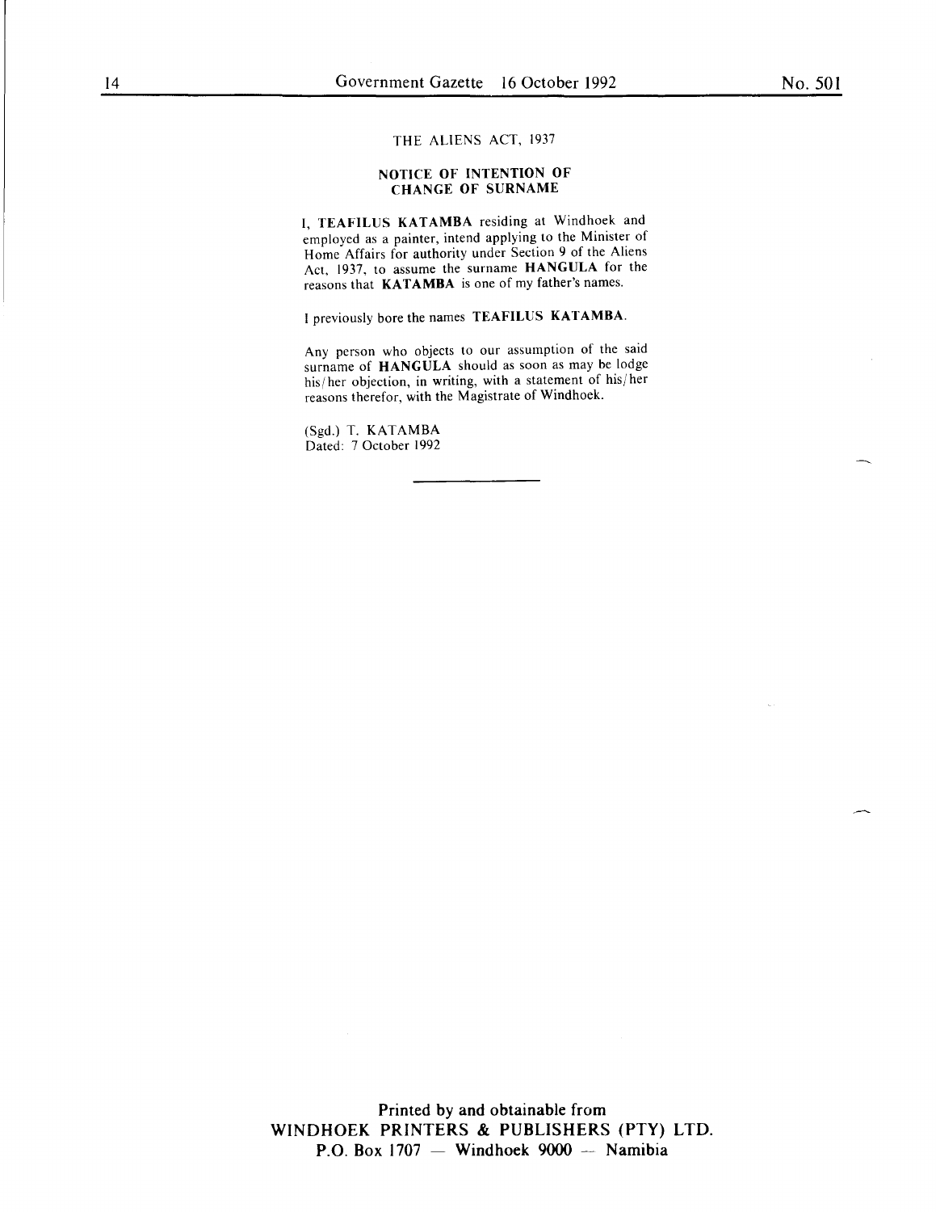THE ALIENS ACT, 1937

**NOTICE OF INTENTION OF CHANGE OF SURNAME**

I, **TEAFILUS KATAMBA** residing at Windhoek and employed as a painter, intend applying to the Minister of Home Affairs for authority under Section 9 of the Aliens Act, 1937, to assume the surname **HANGULA** for the reasons that **KATAMBA** is one of my father's names.

I previously bore the names **TEAFILUS KATAMBA**.

Any person who objects to our assumption of the said surname of **HANGULA** should as soon as may be lodge his/her objection, in writing, with a statement of his/her reasons therefor, with the Magistrate of Windhoek.

(Sgd.) T. KATAMBA
Dated: 7 October 1992

---

Printed by and obtainable from
WINDHOEK PRINTERS & PUBLISHERS (PTY) LTD.
P.O. Box 1707 — Windhoek 9000 — Namibia